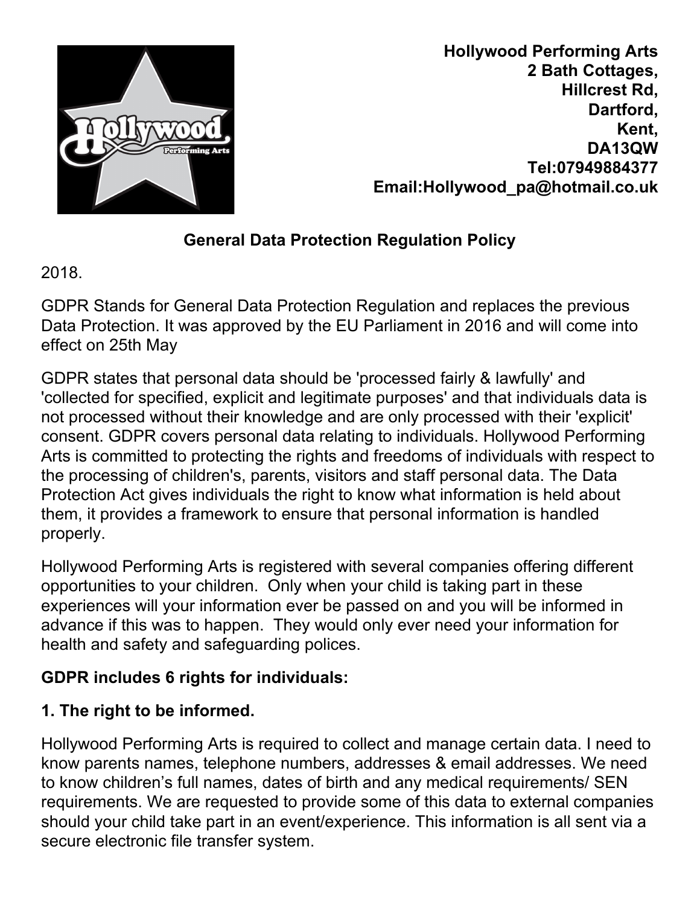**Hollywood Performing Arts**
**2 Bath Cottages,**
**Hillcrest Rd,**
**Dartford,**
**Kent,**
**DA13QW**
**Tel:07949884377**
**Email:Hollywood_pa@hotmail.co.uk**

## General Data Protection Regulation Policy

2018.

GDPR Stands for General Data Protection Regulation and replaces the previous Data Protection. It was approved by the EU Parliament in 2016 and will come into effect on 25th May

GDPR states that personal data should be 'processed fairly & lawfully' and 'collected for specified, explicit and legitimate purposes' and that individuals data is not processed without their knowledge and are only processed with their 'explicit' consent. GDPR covers personal data relating to individuals. Hollywood Performing Arts is committed to protecting the rights and freedoms of individuals with respect to the processing of children's, parents, visitors and staff personal data. The Data Protection Act gives individuals the right to know what information is held about them, it provides a framework to ensure that personal information is handled properly.

Hollywood Performing Arts is registered with several companies offering different opportunities to your children. Only when your child is taking part in these experiences will your information ever be passed on and you will be informed in advance if this was to happen. They would only ever need your information for health and safety and safeguarding polices.

### GDPR includes 6 rights for individuals:

### 1. The right to be informed.

Hollywood Performing Arts is required to collect and manage certain data. I need to know parents names, telephone numbers, addresses & email addresses. We need to know children's full names, dates of birth and any medical requirements/ SEN requirements. We are requested to provide some of this data to external companies should your child take part in an event/experience. This information is all sent via a secure electronic file transfer system.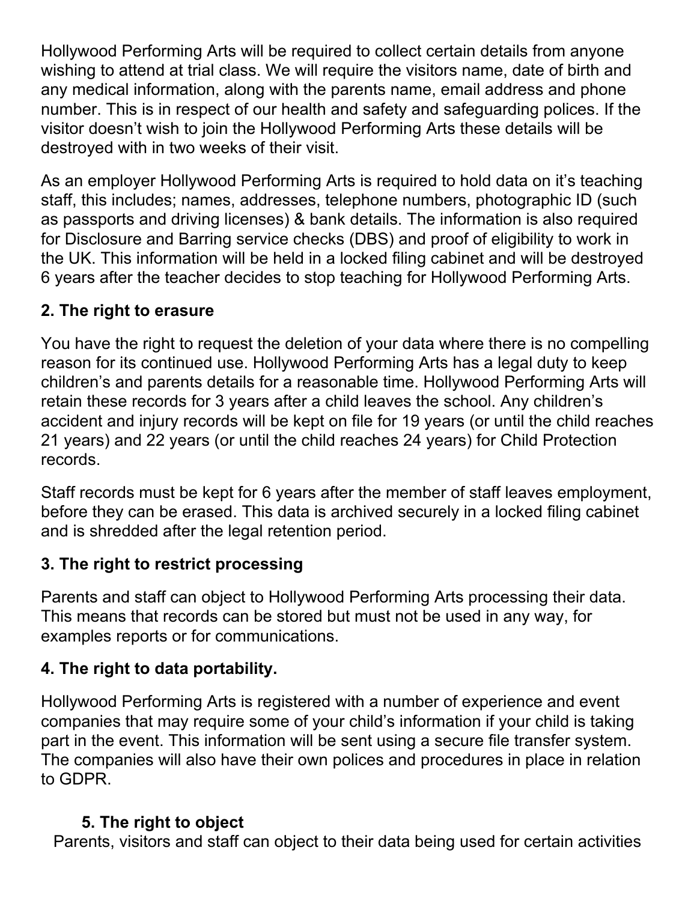Hollywood Performing Arts will be required to collect certain details from anyone wishing to attend at trial class. We will require the visitors name, date of birth and any medical information, along with the parents name, email address and phone number. This is in respect of our health and safety and safeguarding polices. If the visitor doesn't wish to join the Hollywood Performing Arts these details will be destroyed with in two weeks of their visit.

As an employer Hollywood Performing Arts is required to hold data on it's teaching staff, this includes; names, addresses, telephone numbers, photographic ID (such as passports and driving licenses) & bank details. The information is also required for Disclosure and Barring service checks (DBS) and proof of eligibility to work in the UK. This information will be held in a locked filing cabinet and will be destroyed 6 years after the teacher decides to stop teaching for Hollywood Performing Arts.

### 2. The right to erasure

You have the right to request the deletion of your data where there is no compelling reason for its continued use. Hollywood Performing Arts has a legal duty to keep children's and parents details for a reasonable time. Hollywood Performing Arts will retain these records for 3 years after a child leaves the school. Any children's accident and injury records will be kept on file for 19 years (or until the child reaches 21 years) and 22 years (or until the child reaches 24 years) for Child Protection records.

Staff records must be kept for 6 years after the member of staff leaves employment, before they can be erased. This data is archived securely in a locked filing cabinet and is shredded after the legal retention period.

### 3. The right to restrict processing

Parents and staff can object to Hollywood Performing Arts processing their data. This means that records can be stored but must not be used in any way, for examples reports or for communications.

### 4. The right to data portability.

Hollywood Performing Arts is registered with a number of experience and event companies that may require some of your child's information if your child is taking part in the event. This information will be sent using a secure file transfer system. The companies will also have their own polices and procedures in place in relation to GDPR.

### 5. The right to object

Parents, visitors and staff can object to their data being used for certain activities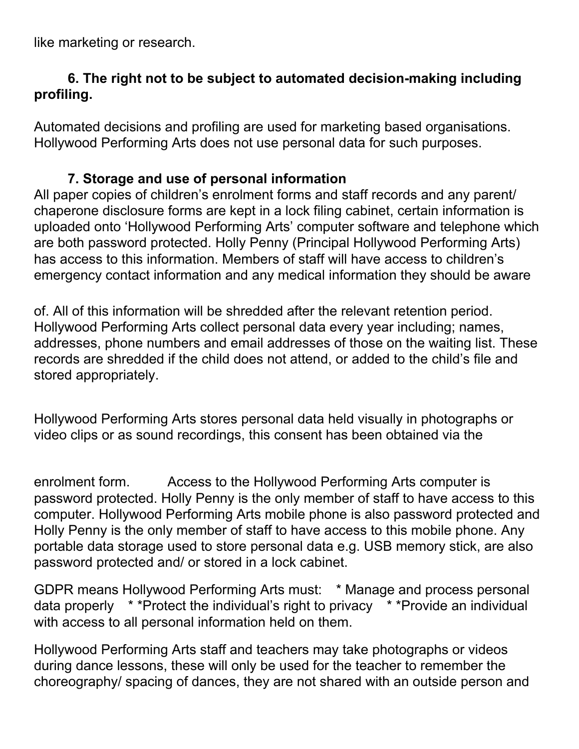like marketing or research.

### 6. The right not to be subject to automated decision-making including profiling.

Automated decisions and profiling are used for marketing based organisations. Hollywood Performing Arts does not use personal data for such purposes.

### 7. Storage and use of personal information

All paper copies of children's enrolment forms and staff records and any parent/ chaperone disclosure forms are kept in a lock filing cabinet, certain information is uploaded onto 'Hollywood Performing Arts' computer software and telephone which are both password protected. Holly Penny (Principal Hollywood Performing Arts) has access to this information. Members of staff will have access to children's emergency contact information and any medical information they should be aware of. All of this information will be shredded after the relevant retention period. Hollywood Performing Arts collect personal data every year including; names, addresses, phone numbers and email addresses of those on the waiting list. These records are shredded if the child does not attend, or added to the child's file and stored appropriately.

Hollywood Performing Arts stores personal data held visually in photographs or video clips or as sound recordings, this consent has been obtained via the enrolment form. Access to the Hollywood Performing Arts computer is password protected. Holly Penny is the only member of staff to have access to this computer. Hollywood Performing Arts mobile phone is also password protected and Holly Penny is the only member of staff to have access to this mobile phone. Any portable data storage used to store personal data e.g. USB memory stick, are also password protected and/ or stored in a lock cabinet.

GDPR means Hollywood Performing Arts must: * Manage and process personal data properly * *Protect the individual's right to privacy * *Provide an individual with access to all personal information held on them.

Hollywood Performing Arts staff and teachers may take photographs or videos during dance lessons, these will only be used for the teacher to remember the choreography/ spacing of dances, they are not shared with an outside person and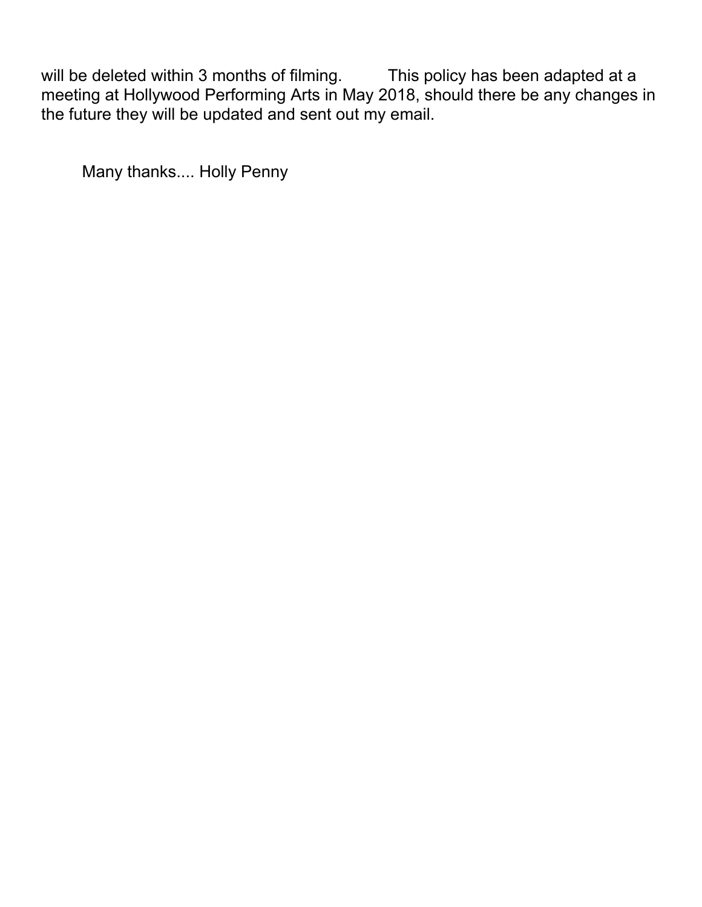will be deleted within 3 months of filming. This policy has been adapted at a meeting at Hollywood Performing Arts in May 2018, should there be any changes in the future they will be updated and sent out my email.

Many thanks.... Holly Penny